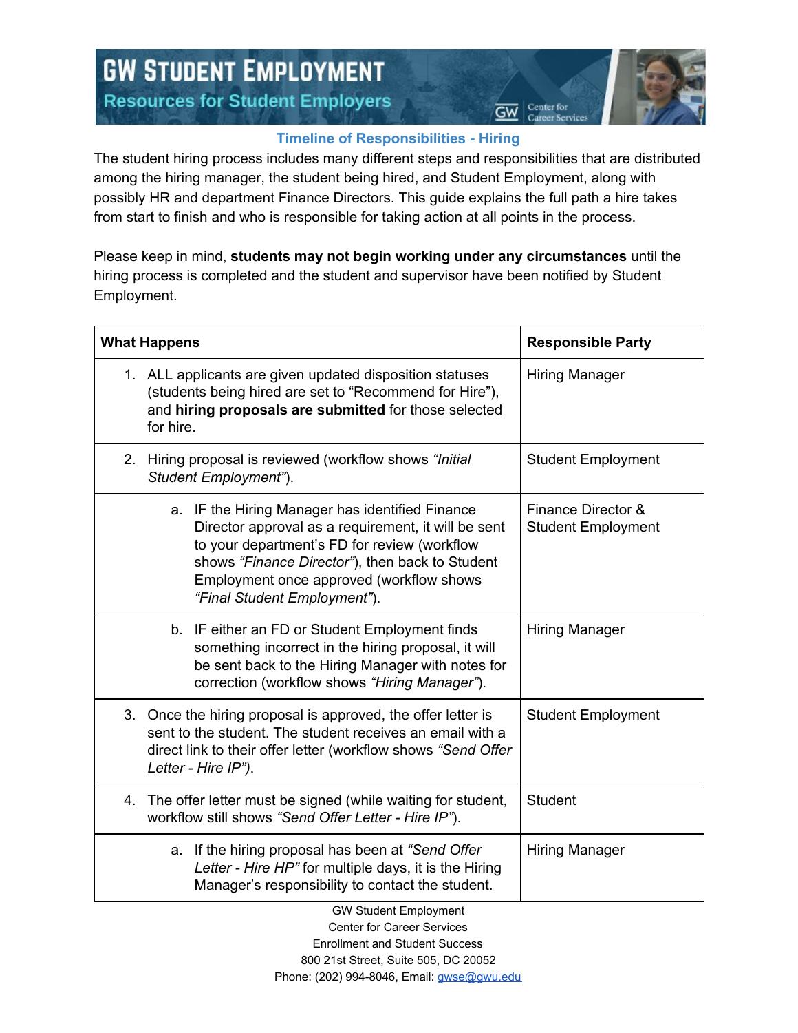# GW STUDENT EMPLOYMENT

## Resources for Student Employers

### Timeline of Responsibilities - Hiring

The student hiring process includes many different steps and responsibilities that are distributed among the hiring manager, the student being hired, and Student Employment, along with possibly HR and department Finance Directors. This guide explains the full path a hire takes from start to finish and who is responsible for taking action at all points in the process.

Please keep in mind, **students may not begin working under any circumstances** until the hiring process is completed and the student and supervisor have been notified by Student Employment.

| What Happens | Responsible Party |
|---|---|
| 1. ALL applicants are given updated disposition statuses (students being hired are set to “Recommend for Hire”), and **hiring proposals are submitted** for those selected for hire. | Hiring Manager |
| 2. Hiring proposal is reviewed (workflow shows *“Initial Student Employment”*). | Student Employment |
| a. IF the Hiring Manager has identified Finance Director approval as a requirement, it will be sent to your department’s FD for review (workflow shows *“Finance Director”*), then back to Student Employment once approved (workflow shows *“Final Student Employment”*). | Finance Director & Student Employment |
| b. IF either an FD or Student Employment finds something incorrect in the hiring proposal, it will be sent back to the Hiring Manager with notes for correction (workflow shows *“Hiring Manager”*). | Hiring Manager |
| 3. Once the hiring proposal is approved, the offer letter is sent to the student. The student receives an email with a direct link to their offer letter (workflow shows *“Send Offer Letter - Hire IP”*). | Student Employment |
| 4. The offer letter must be signed (while waiting for student, workflow still shows *“Send Offer Letter - Hire IP”*). | Student |
| a. If the hiring proposal has been at *“Send Offer Letter - Hire HP”* for multiple days, it is the Hiring Manager’s responsibility to contact the student. | Hiring Manager |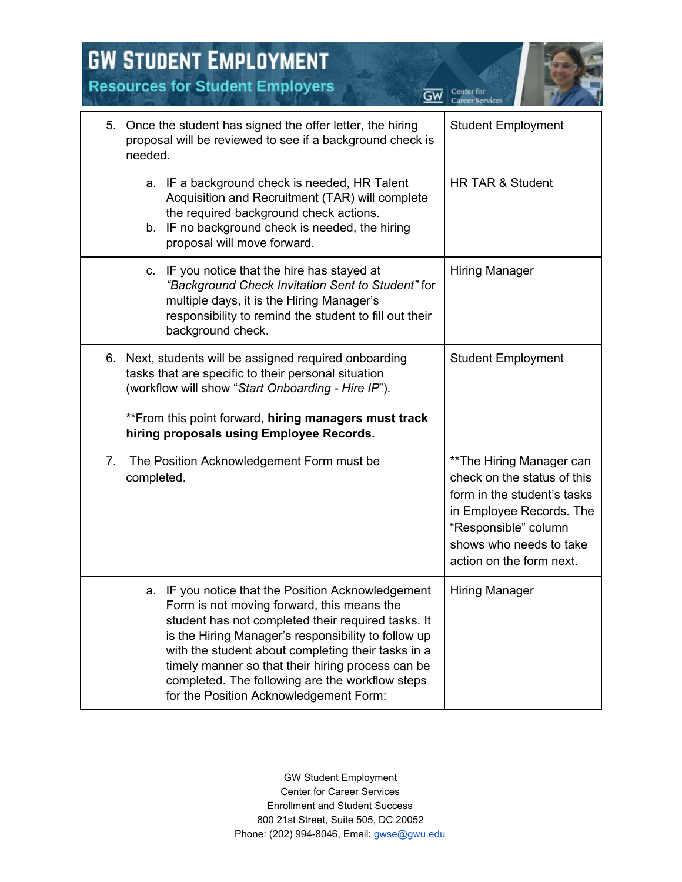| | |
|---|---|
| 5. Once the student has signed the offer letter, the hiring proposal will be reviewed to see if a background check is needed. | Student Employment |
| a. IF a background check is needed, HR Talent Acquisition and Recruitment (TAR) will complete the required background check actions.<br>b. IF no background check is needed, the hiring proposal will move forward. | HR TAR & Student |
| c. IF you notice that the hire has stayed at *"Background Check Invitation Sent to Student"* for multiple days, it is the Hiring Manager's responsibility to remind the student to fill out their background check. | Hiring Manager |
| 6. Next, students will be assigned required onboarding tasks that are specific to their personal situation (workflow will show "*Start Onboarding - Hire IP*").<br><br>**From this point forward, **hiring managers must track hiring proposals using Employee Records.** | Student Employment |
| 7. The Position Acknowledgement Form must be completed. | **The Hiring Manager can check on the status of this form in the student's tasks in Employee Records. The "Responsible" column shows who needs to take action on the form next. |
| a. IF you notice that the Position Acknowledgement Form is not moving forward, this means the student has not completed their required tasks. It is the Hiring Manager's responsibility to follow up with the student about completing their tasks in a timely manner so that their hiring process can be completed. The following are the workflow steps for the Position Acknowledgement Form: | Hiring Manager |

GW Student Employment
Center for Career Services
Enrollment and Student Success
800 21st Street, Suite 505, DC 20052
Phone: (202) 994-8046, Email: gwse@gwu.edu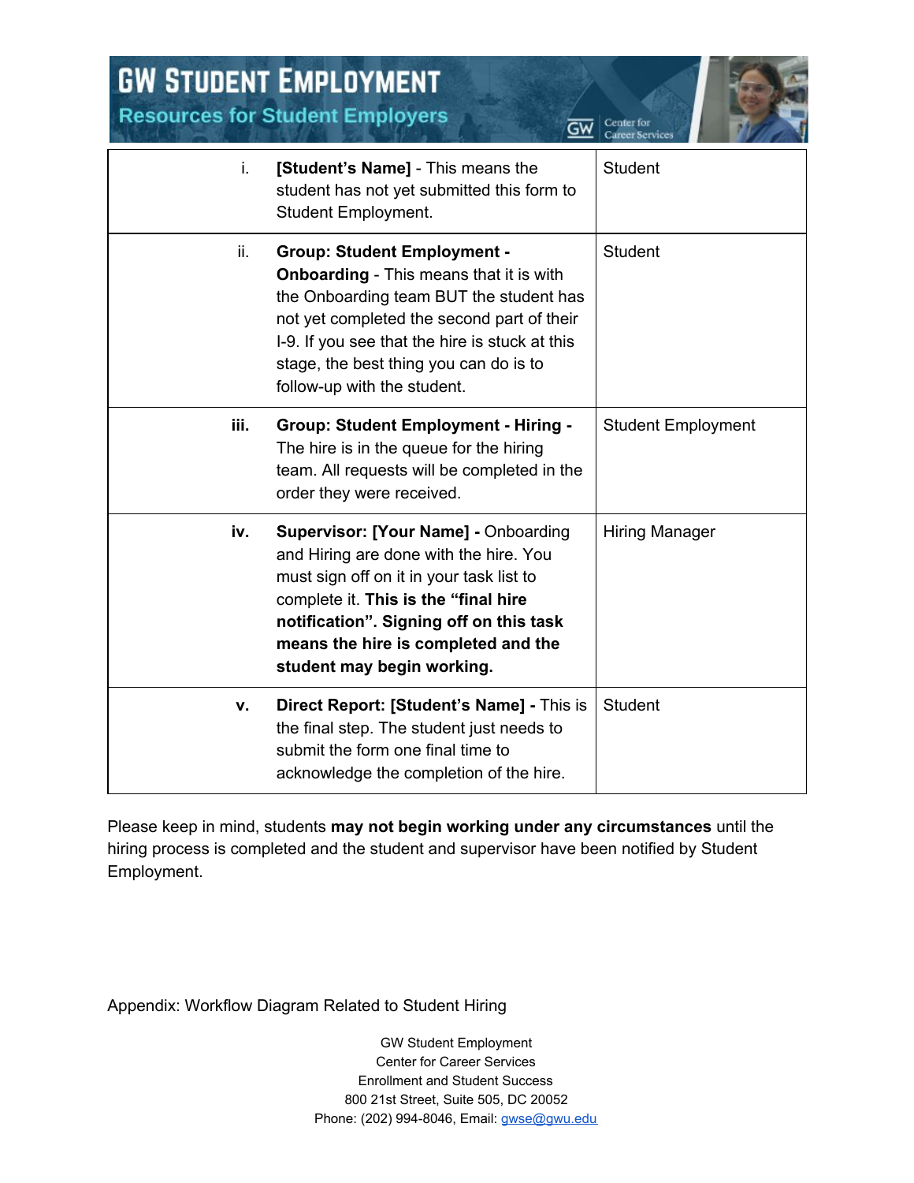| | | |
|---|---|---|
| i. | **[Student's Name]** - This means the student has not yet submitted this form to Student Employment. | Student |
| ii. | **Group: Student Employment - Onboarding** - This means that it is with the Onboarding team BUT the student has not yet completed the second part of their I-9. If you see that the hire is stuck at this stage, the best thing you can do is to follow-up with the student. | Student |
| **iii.** | **Group: Student Employment - Hiring -** The hire is in the queue for the hiring team. All requests will be completed in the order they were received. | Student Employment |
| **iv.** | **Supervisor: [Your Name] -** Onboarding and Hiring are done with the hire. You must sign off on it in your task list to complete it. **This is the "final hire notification". Signing off on this task means the hire is completed and the student may begin working.** | Hiring Manager |
| **v.** | **Direct Report: [Student's Name] -** This is the final step. The student just needs to submit the form one final time to acknowledge the completion of the hire. | Student |

Please keep in mind, students **may not begin working under any circumstances** until the hiring process is completed and the student and supervisor have been notified by Student Employment.

Appendix: Workflow Diagram Related to Student Hiring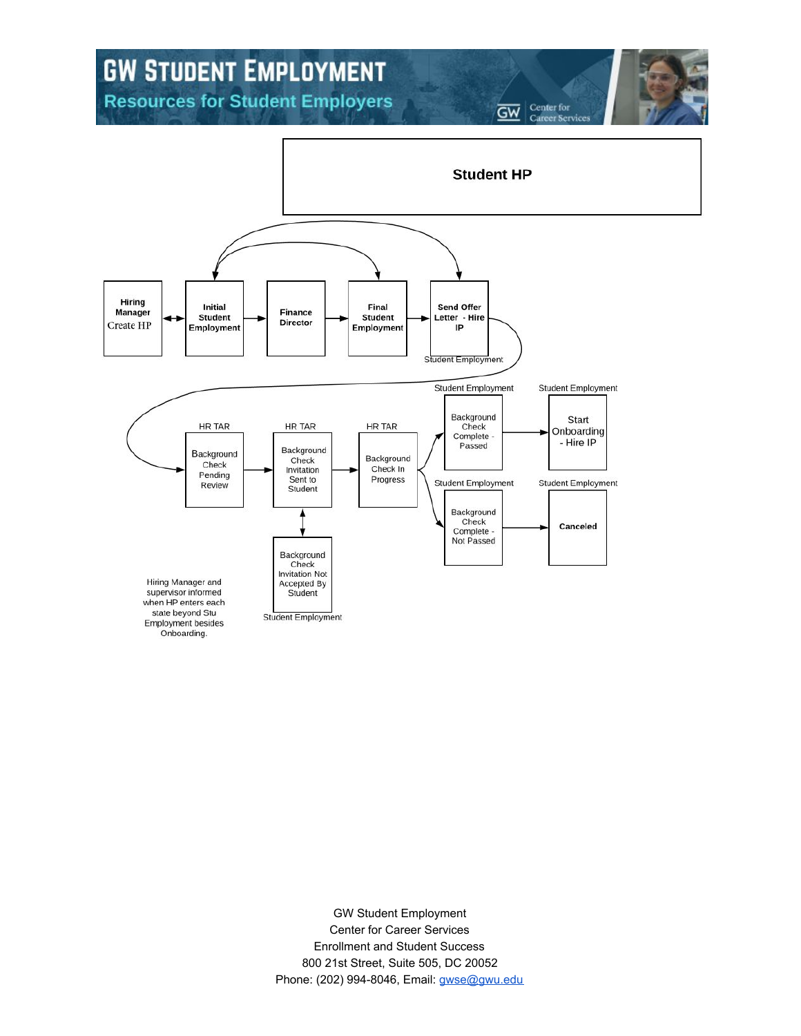GW STUDENT EMPLOYMENT

Resources for Student Employers

GW Center for Career Services

## Student HP

Hiring Manager Create HP

Initial Student Employment

Finance Director

Final Student Employment

Send Offer Letter - Hire IP

Student Employment

HR TAR

Background Check Pending Review

HR TAR

Background Check Invitation Sent to Student

HR TAR

Background Check In Progress

Background Check Invitation Not Accepted By Student

Student Employment

Student Employment

Background Check Complete - Passed

Student Employment

Start Onboarding - Hire IP

Student Employment

Background Check Complete - Not Passed

Student Employment

Canceled

Hiring Manager and supervisor informed when HP enters each state beyond Stu Employment besides Onboarding.

GW Student Employment
Center for Career Services
Enrollment and Student Success
800 21st Street, Suite 505, DC 20052
Phone: (202) 994-8046, Email: gwse@gwu.edu